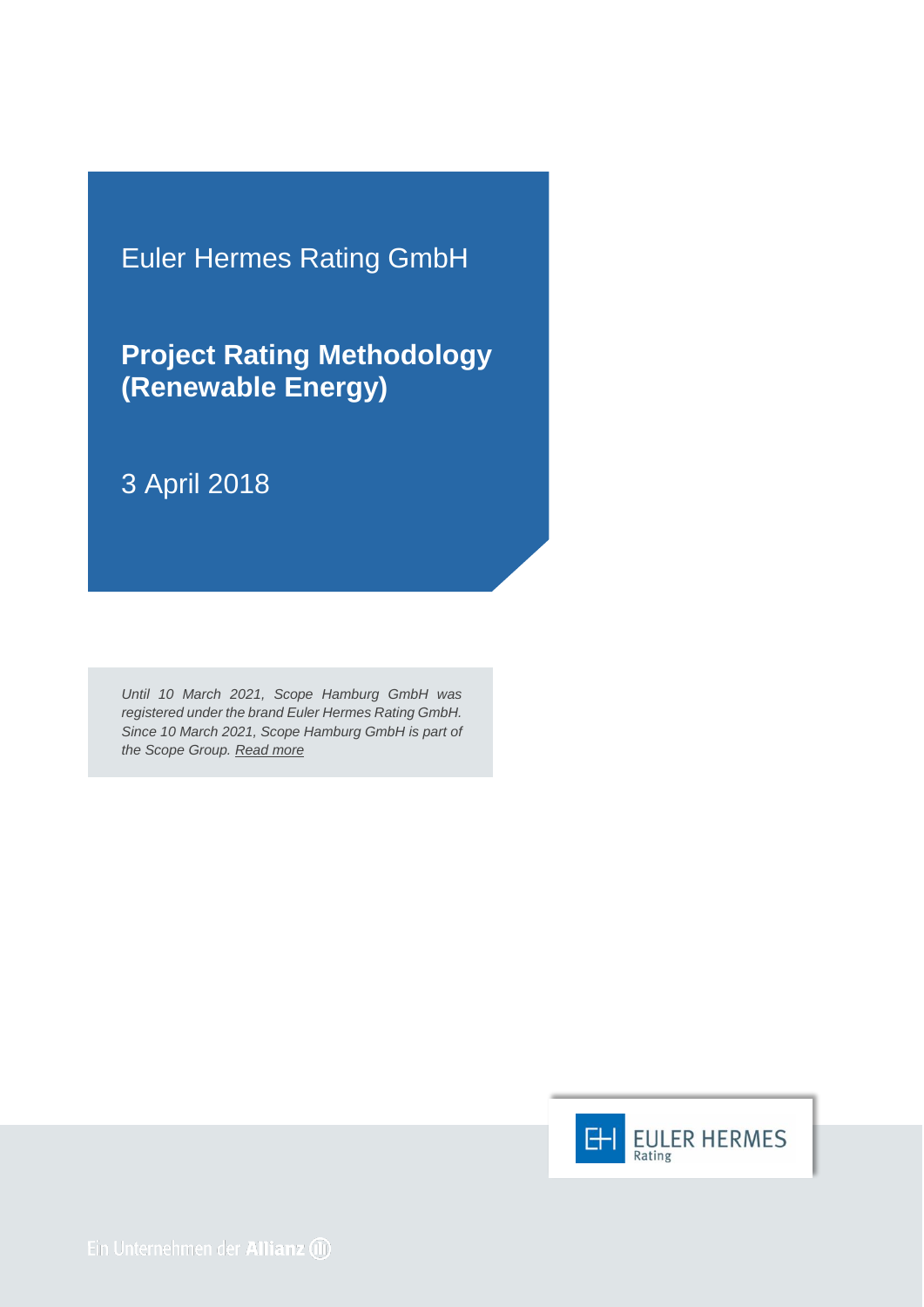Euler Hermes Rating GmbH

# Project Rating Methodology (Renewable Energy)

3 April 2018

*Until 10 March 2021, Scope Hamburg GmbH was registered under the brand Euler Hermes Rating GmbH. Since 10 March 2021, Scope Hamburg GmbH is part of the Scope Group. Read more*

EULER HERMES Rating

Ein Unternehmen der Allianz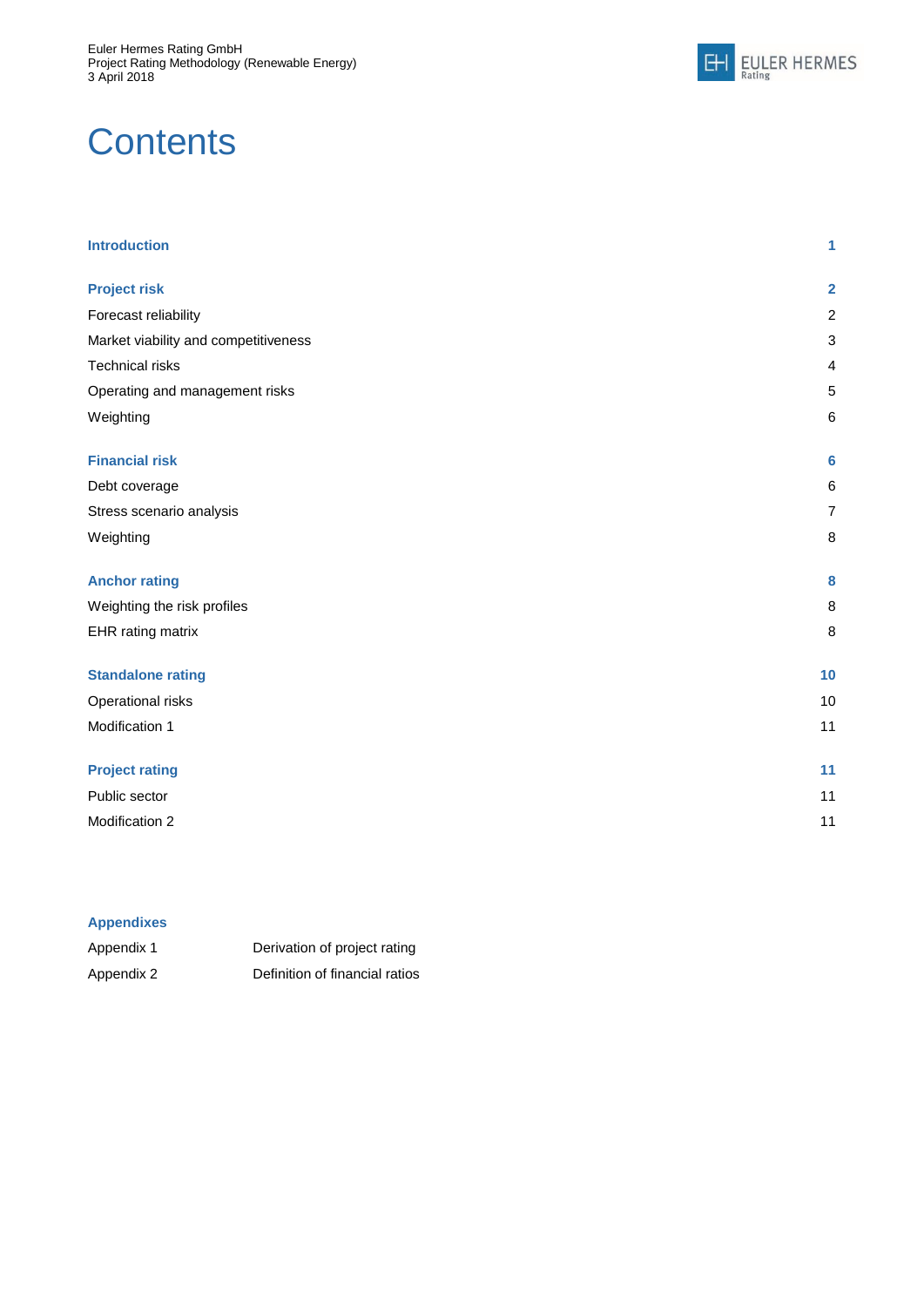# Contents

| | |
|---|---|
| **Introduction** | **1** |
| | |
| **Project risk** | **2** |
| Forecast reliability | 2 |
| Market viability and competitiveness | 3 |
| Technical risks | 4 |
| Operating and management risks | 5 |
| Weighting | 6 |
| | |
| **Financial risk** | **6** |
| Debt coverage | 6 |
| Stress scenario analysis | 7 |
| Weighting | 8 |
| | |
| **Anchor rating** | **8** |
| Weighting the risk profiles | 8 |
| EHR rating matrix | 8 |
| | |
| **Standalone rating** | **10** |
| Operational risks | 10 |
| Modification 1 | 11 |
| | |
| **Project rating** | **11** |
| Public sector | 11 |
| Modification 2 | 11 |

**Appendixes**

| | |
|---|---|
| Appendix 1 | Derivation of project rating |
| Appendix 2 | Definition of financial ratios |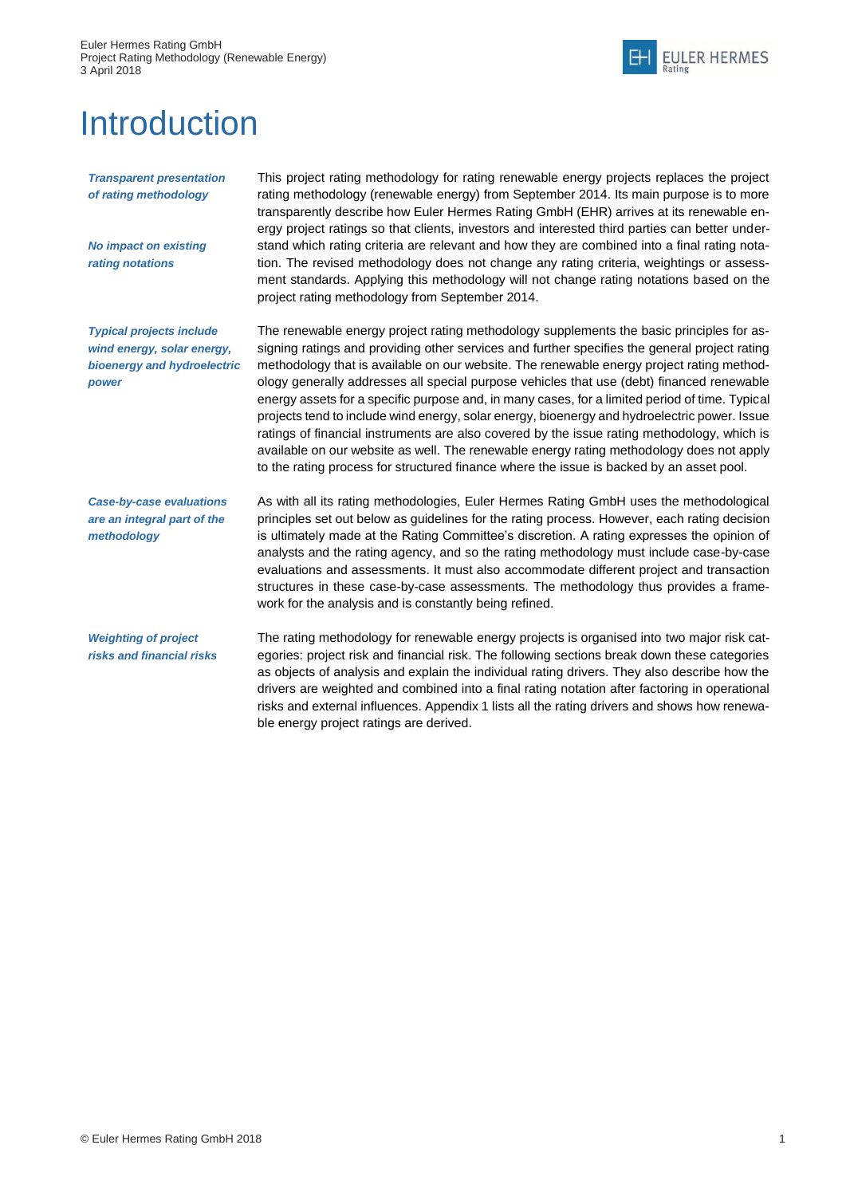# Introduction

*Transparent presentation of rating methodology*

*No impact on existing rating notations*

This project rating methodology for rating renewable energy projects replaces the project rating methodology (renewable energy) from September 2014. Its main purpose is to more transparently describe how Euler Hermes Rating GmbH (EHR) arrives at its renewable energy project ratings so that clients, investors and interested third parties can better understand which rating criteria are relevant and how they are combined into a final rating notation. The revised methodology does not change any rating criteria, weightings or assessment standards. Applying this methodology will not change rating notations based on the project rating methodology from September 2014.

*Typical projects include wind energy, solar energy, bioenergy and hydroelectric power*

The renewable energy project rating methodology supplements the basic principles for assigning ratings and providing other services and further specifies the general project rating methodology that is available on our website. The renewable energy project rating methodology generally addresses all special purpose vehicles that use (debt) financed renewable energy assets for a specific purpose and, in many cases, for a limited period of time. Typical projects tend to include wind energy, solar energy, bioenergy and hydroelectric power. Issue ratings of financial instruments are also covered by the issue rating methodology, which is available on our website as well. The renewable energy rating methodology does not apply to the rating process for structured finance where the issue is backed by an asset pool.

*Case-by-case evaluations are an integral part of the methodology*

As with all its rating methodologies, Euler Hermes Rating GmbH uses the methodological principles set out below as guidelines for the rating process. However, each rating decision is ultimately made at the Rating Committee's discretion. A rating expresses the opinion of analysts and the rating agency, and so the rating methodology must include case-by-case evaluations and assessments. It must also accommodate different project and transaction structures in these case-by-case assessments. The methodology thus provides a framework for the analysis and is constantly being refined.

*Weighting of project risks and financial risks*

The rating methodology for renewable energy projects is organised into two major risk categories: project risk and financial risk. The following sections break down these categories as objects of analysis and explain the individual rating drivers. They also describe how the drivers are weighted and combined into a final rating notation after factoring in operational risks and external influences. Appendix 1 lists all the rating drivers and shows how renewable energy project ratings are derived.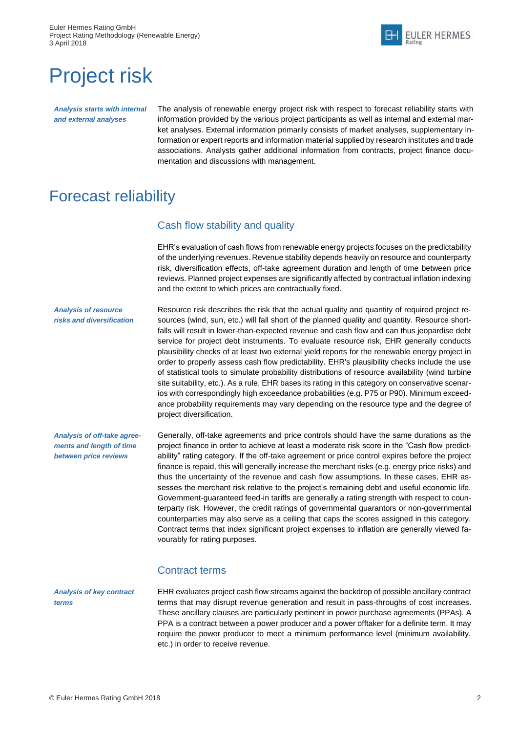# Project risk

*Analysis starts with internal and external analyses*

The analysis of renewable energy project risk with respect to forecast reliability starts with information provided by the various project participants as well as internal and external market analyses. External information primarily consists of market analyses, supplementary information or expert reports and information material supplied by research institutes and trade associations. Analysts gather additional information from contracts, project finance documentation and discussions with management.

# Forecast reliability

## Cash flow stability and quality

EHR's evaluation of cash flows from renewable energy projects focuses on the predictability of the underlying revenues. Revenue stability depends heavily on resource and counterparty risk, diversification effects, off-take agreement duration and length of time between price reviews. Planned project expenses are significantly affected by contractual inflation indexing and the extent to which prices are contractually fixed.

*Analysis of resource risks and diversification*

Resource risk describes the risk that the actual quality and quantity of required project resources (wind, sun, etc.) will fall short of the planned quality and quantity. Resource shortfalls will result in lower-than-expected revenue and cash flow and can thus jeopardise debt service for project debt instruments. To evaluate resource risk, EHR generally conducts plausibility checks of at least two external yield reports for the renewable energy project in order to properly assess cash flow predictability. EHR's plausibility checks include the use of statistical tools to simulate probability distributions of resource availability (wind turbine site suitability, etc.). As a rule, EHR bases its rating in this category on conservative scenarios with correspondingly high exceedance probabilities (e.g. P75 or P90). Minimum exceedance probability requirements may vary depending on the resource type and the degree of project diversification.

*Analysis of off-take agreements and length of time between price reviews*

Generally, off-take agreements and price controls should have the same durations as the project finance in order to achieve at least a moderate risk score in the "Cash flow predictability" rating category. If the off-take agreement or price control expires before the project finance is repaid, this will generally increase the merchant risks (e.g. energy price risks) and thus the uncertainty of the revenue and cash flow assumptions. In these cases, EHR assesses the merchant risk relative to the project's remaining debt and useful economic life. Government-guaranteed feed-in tariffs are generally a rating strength with respect to counterparty risk. However, the credit ratings of governmental guarantors or non-governmental counterparties may also serve as a ceiling that caps the scores assigned in this category. Contract terms that index significant project expenses to inflation are generally viewed favourably for rating purposes.

## Contract terms

*Analysis of key contract terms*

EHR evaluates project cash flow streams against the backdrop of possible ancillary contract terms that may disrupt revenue generation and result in pass-throughs of cost increases. These ancillary clauses are particularly pertinent in power purchase agreements (PPAs). A PPA is a contract between a power producer and a power offtaker for a definite term. It may require the power producer to meet a minimum performance level (minimum availability, etc.) in order to receive revenue.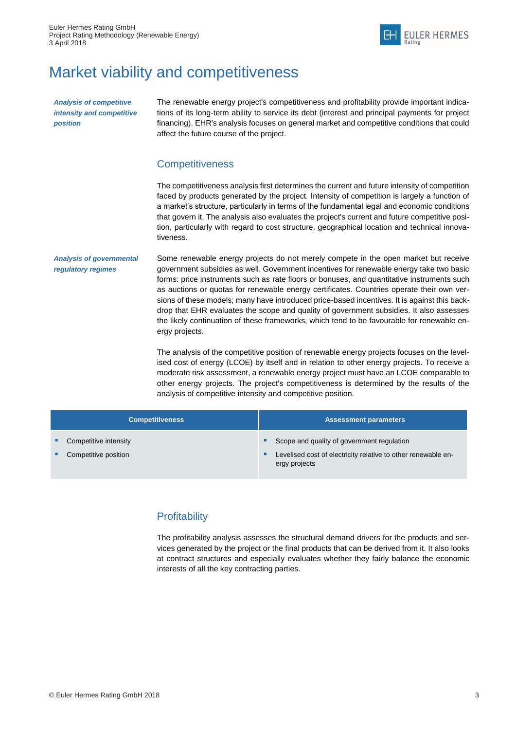# Market viability and competitiveness

*Analysis of competitive intensity and competitive position*

The renewable energy project's competitiveness and profitability provide important indications of its long-term ability to service its debt (interest and principal payments for project financing). EHR's analysis focuses on general market and competitive conditions that could affect the future course of the project.

## Competitiveness

The competitiveness analysis first determines the current and future intensity of competition faced by products generated by the project. Intensity of competition is largely a function of a market's structure, particularly in terms of the fundamental legal and economic conditions that govern it. The analysis also evaluates the project's current and future competitive position, particularly with regard to cost structure, geographical location and technical innovativeness.

*Analysis of governmental regulatory regimes*

Some renewable energy projects do not merely compete in the open market but receive government subsidies as well. Government incentives for renewable energy take two basic forms: price instruments such as rate floors or bonuses, and quantitative instruments such as auctions or quotas for renewable energy certificates. Countries operate their own versions of these models; many have introduced price-based incentives. It is against this backdrop that EHR evaluates the scope and quality of government subsidies. It also assesses the likely continuation of these frameworks, which tend to be favourable for renewable energy projects.

The analysis of the competitive position of renewable energy projects focuses on the levelised cost of energy (LCOE) by itself and in relation to other energy projects. To receive a moderate risk assessment, a renewable energy project must have an LCOE comparable to other energy projects. The project's competitiveness is determined by the results of the analysis of competitive intensity and competitive position.

| Competitiveness | Assessment parameters |
|---|---|
| ▪ Competitive intensity<br>▪ Competitive position | ▪ Scope and quality of government regulation<br>▪ Levelised cost of electricity relative to other renewable energy projects |

## Profitability

The profitability analysis assesses the structural demand drivers for the products and services generated by the project or the final products that can be derived from it. It also looks at contract structures and especially evaluates whether they fairly balance the economic interests of all the key contracting parties.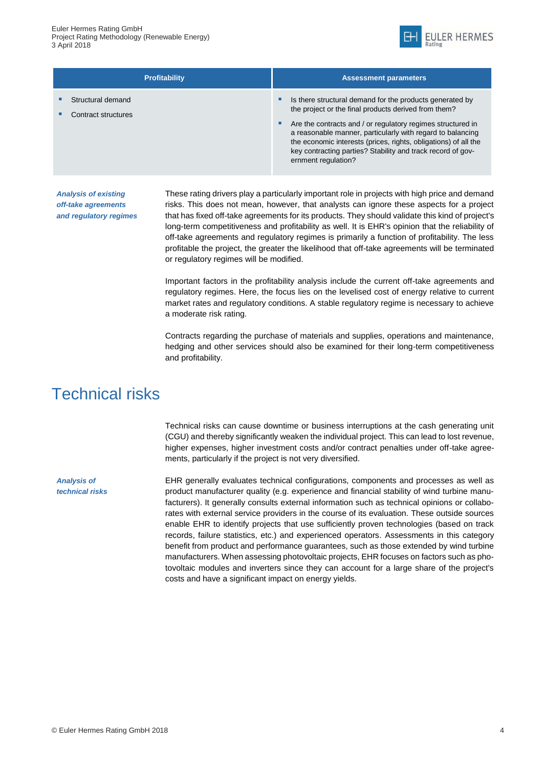| Profitability | Assessment parameters |
|---|---|
| ▪ Structural demand<br>▪ Contract structures | ▪ Is there structural demand for the products generated by the project or the final products derived from them?<br>▪ Are the contracts and / or regulatory regimes structured in a reasonable manner, particularly with regard to balancing the economic interests (prices, rights, obligations) of all the key contracting parties? Stability and track record of government regulation? |

***Analysis of existing off-take agreements and regulatory regimes***

These rating drivers play a particularly important role in projects with high price and demand risks. This does not mean, however, that analysts can ignore these aspects for a project that has fixed off-take agreements for its products. They should validate this kind of project's long-term competitiveness and profitability as well. It is EHR's opinion that the reliability of off-take agreements and regulatory regimes is primarily a function of profitability. The less profitable the project, the greater the likelihood that off-take agreements will be terminated or regulatory regimes will be modified.

Important factors in the profitability analysis include the current off-take agreements and regulatory regimes. Here, the focus lies on the levelised cost of energy relative to current market rates and regulatory conditions. A stable regulatory regime is necessary to achieve a moderate risk rating.

Contracts regarding the purchase of materials and supplies, operations and maintenance, hedging and other services should also be examined for their long-term competitiveness and profitability.

# Technical risks

Technical risks can cause downtime or business interruptions at the cash generating unit (CGU) and thereby significantly weaken the individual project. This can lead to lost revenue, higher expenses, higher investment costs and/or contract penalties under off-take agreements, particularly if the project is not very diversified.

***Analysis of technical risks***

EHR generally evaluates technical configurations, components and processes as well as product manufacturer quality (e.g. experience and financial stability of wind turbine manufacturers). It generally consults external information such as technical opinions or collaborates with external service providers in the course of its evaluation. These outside sources enable EHR to identify projects that use sufficiently proven technologies (based on track records, failure statistics, etc.) and experienced operators. Assessments in this category benefit from product and performance guarantees, such as those extended by wind turbine manufacturers. When assessing photovoltaic projects, EHR focuses on factors such as photovoltaic modules and inverters since they can account for a large share of the project's costs and have a significant impact on energy yields.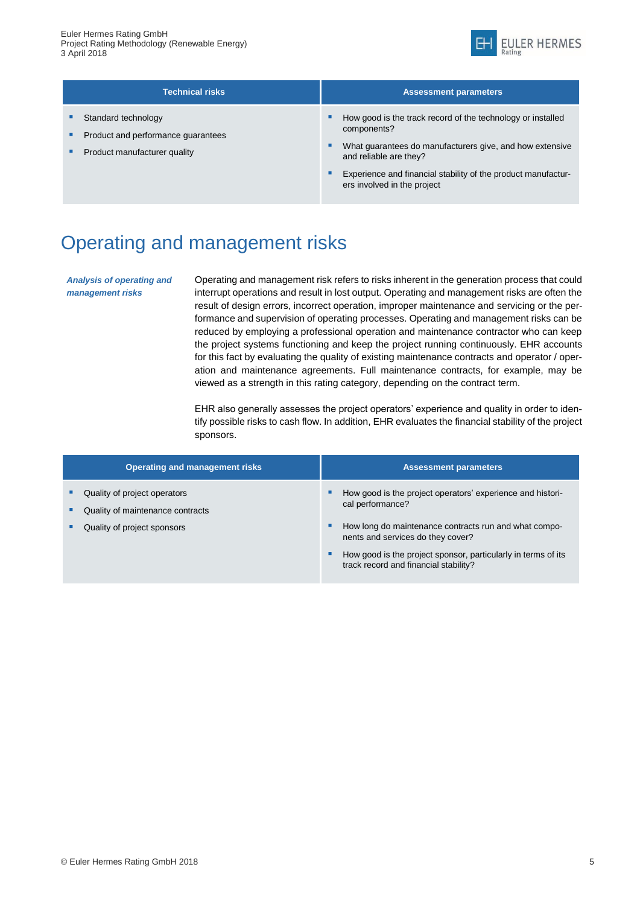| Technical risks | Assessment parameters |
|---|---|
| ▪ Standard technology<br>▪ Product and performance guarantees<br>▪ Product manufacturer quality | ▪ How good is the track record of the technology or installed components?<br>▪ What guarantees do manufacturers give, and how extensive and reliable are they?<br>▪ Experience and financial stability of the product manufacturers involved in the project |

# Operating and management risks

***Analysis of operating and management risks***

Operating and management risk refers to risks inherent in the generation process that could interrupt operations and result in lost output. Operating and management risks are often the result of design errors, incorrect operation, improper maintenance and servicing or the performance and supervision of operating processes. Operating and management risks can be reduced by employing a professional operation and maintenance contractor who can keep the project systems functioning and keep the project running continuously. EHR accounts for this fact by evaluating the quality of existing maintenance contracts and operator / operation and maintenance agreements. Full maintenance contracts, for example, may be viewed as a strength in this rating category, depending on the contract term.

EHR also generally assesses the project operators' experience and quality in order to identify possible risks to cash flow. In addition, EHR evaluates the financial stability of the project sponsors.

| Operating and management risks | Assessment parameters |
|---|---|
| ▪ Quality of project operators<br>▪ Quality of maintenance contracts<br>▪ Quality of project sponsors | ▪ How good is the project operators' experience and historical performance?<br>▪ How long do maintenance contracts run and what components and services do they cover?<br>▪ How good is the project sponsor, particularly in terms of its track record and financial stability? |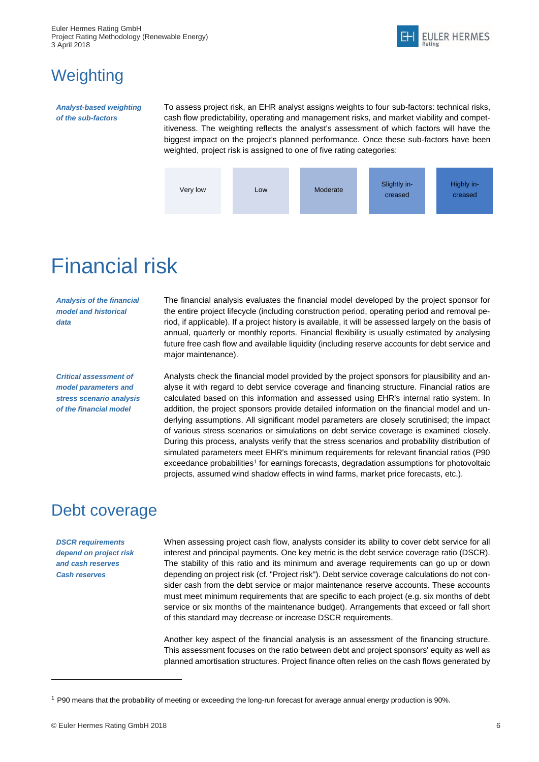# Weighting

*Analyst-based weighting of the sub-factors*

To assess project risk, an EHR analyst assigns weights to four sub-factors: technical risks, cash flow predictability, operating and management risks, and market viability and competitiveness. The weighting reflects the analyst's assessment of which factors will have the biggest impact on the project's planned performance. Once these sub-factors have been weighted, project risk is assigned to one of five rating categories:

| Very low | Low | Moderate | Slightly increased | Highly increased |
|---|---|---|---|---|

# Financial risk

*Analysis of the financial model and historical data*

The financial analysis evaluates the financial model developed by the project sponsor for the entire project lifecycle (including construction period, operating period and removal period, if applicable). If a project history is available, it will be assessed largely on the basis of annual, quarterly or monthly reports. Financial flexibility is usually estimated by analysing future free cash flow and available liquidity (including reserve accounts for debt service and major maintenance).

*Critical assessment of model parameters and stress scenario analysis of the financial model*

Analysts check the financial model provided by the project sponsors for plausibility and analyse it with regard to debt service coverage and financing structure. Financial ratios are calculated based on this information and assessed using EHR's internal ratio system. In addition, the project sponsors provide detailed information on the financial model and underlying assumptions. All significant model parameters are closely scrutinised; the impact of various stress scenarios or simulations on debt service coverage is examined closely. During this process, analysts verify that the stress scenarios and probability distribution of simulated parameters meet EHR's minimum requirements for relevant financial ratios (P90 exceedance probabilities[1] for earnings forecasts, degradation assumptions for photovoltaic projects, assumed wind shadow effects in wind farms, market price forecasts, etc.).

## Debt coverage

*DSCR requirements depend on project risk and cash reserves*
*Cash reserves*

When assessing project cash flow, analysts consider its ability to cover debt service for all interest and principal payments. One key metric is the debt service coverage ratio (DSCR). The stability of this ratio and its minimum and average requirements can go up or down depending on project risk (cf. "Project risk"). Debt service coverage calculations do not consider cash from the debt service or major maintenance reserve accounts. These accounts must meet minimum requirements that are specific to each project (e.g. six months of debt service or six months of the maintenance budget). Arrangements that exceed or fall short of this standard may decrease or increase DSCR requirements.

Another key aspect of the financial analysis is an assessment of the financing structure. This assessment focuses on the ratio between debt and project sponsors' equity as well as planned amortisation structures. Project finance often relies on the cash flows generated by

[1] P90 means that the probability of meeting or exceeding the long-run forecast for average annual energy production is 90%.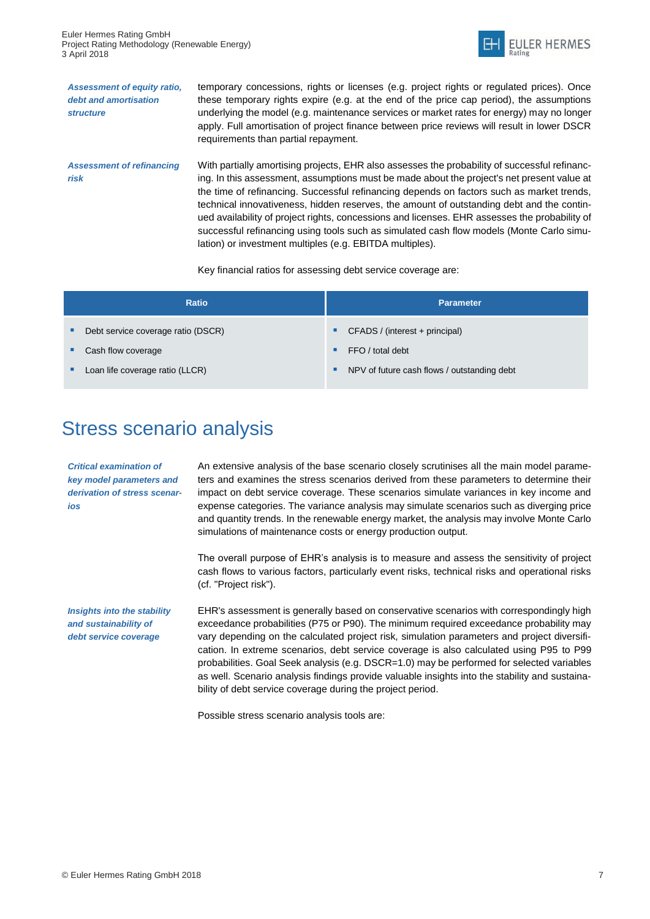*Assessment of equity ratio, debt and amortisation structure*

temporary concessions, rights or licenses (e.g. project rights or regulated prices). Once these temporary rights expire (e.g. at the end of the price cap period), the assumptions underlying the model (e.g. maintenance services or market rates for energy) may no longer apply. Full amortisation of project finance between price reviews will result in lower DSCR requirements than partial repayment.

*Assessment of refinancing risk*

With partially amortising projects, EHR also assesses the probability of successful refinancing. In this assessment, assumptions must be made about the project's net present value at the time of refinancing. Successful refinancing depends on factors such as market trends, technical innovativeness, hidden reserves, the amount of outstanding debt and the continued availability of project rights, concessions and licenses. EHR assesses the probability of successful refinancing using tools such as simulated cash flow models (Monte Carlo simulation) or investment multiples (e.g. EBITDA multiples).

Key financial ratios for assessing debt service coverage are:

| Ratio | Parameter |
| --- | --- |
| Debt service coverage ratio (DSCR) | CFADS / (interest + principal) |
| Cash flow coverage | FFO / total debt |
| Loan life coverage ratio (LLCR) | NPV of future cash flows / outstanding debt |

# Stress scenario analysis

*Critical examination of key model parameters and derivation of stress scenarios*

An extensive analysis of the base scenario closely scrutinises all the main model parameters and examines the stress scenarios derived from these parameters to determine their impact on debt service coverage. These scenarios simulate variances in key income and expense categories. The variance analysis may simulate scenarios such as diverging price and quantity trends. In the renewable energy market, the analysis may involve Monte Carlo simulations of maintenance costs or energy production output.

The overall purpose of EHR's analysis is to measure and assess the sensitivity of project cash flows to various factors, particularly event risks, technical risks and operational risks (cf. "Project risk").

*Insights into the stability and sustainability of debt service coverage*

EHR's assessment is generally based on conservative scenarios with correspondingly high exceedance probabilities (P75 or P90). The minimum required exceedance probability may vary depending on the calculated project risk, simulation parameters and project diversification. In extreme scenarios, debt service coverage is also calculated using P95 to P99 probabilities. Goal Seek analysis (e.g. DSCR=1.0) may be performed for selected variables as well. Scenario analysis findings provide valuable insights into the stability and sustainability of debt service coverage during the project period.

Possible stress scenario analysis tools are: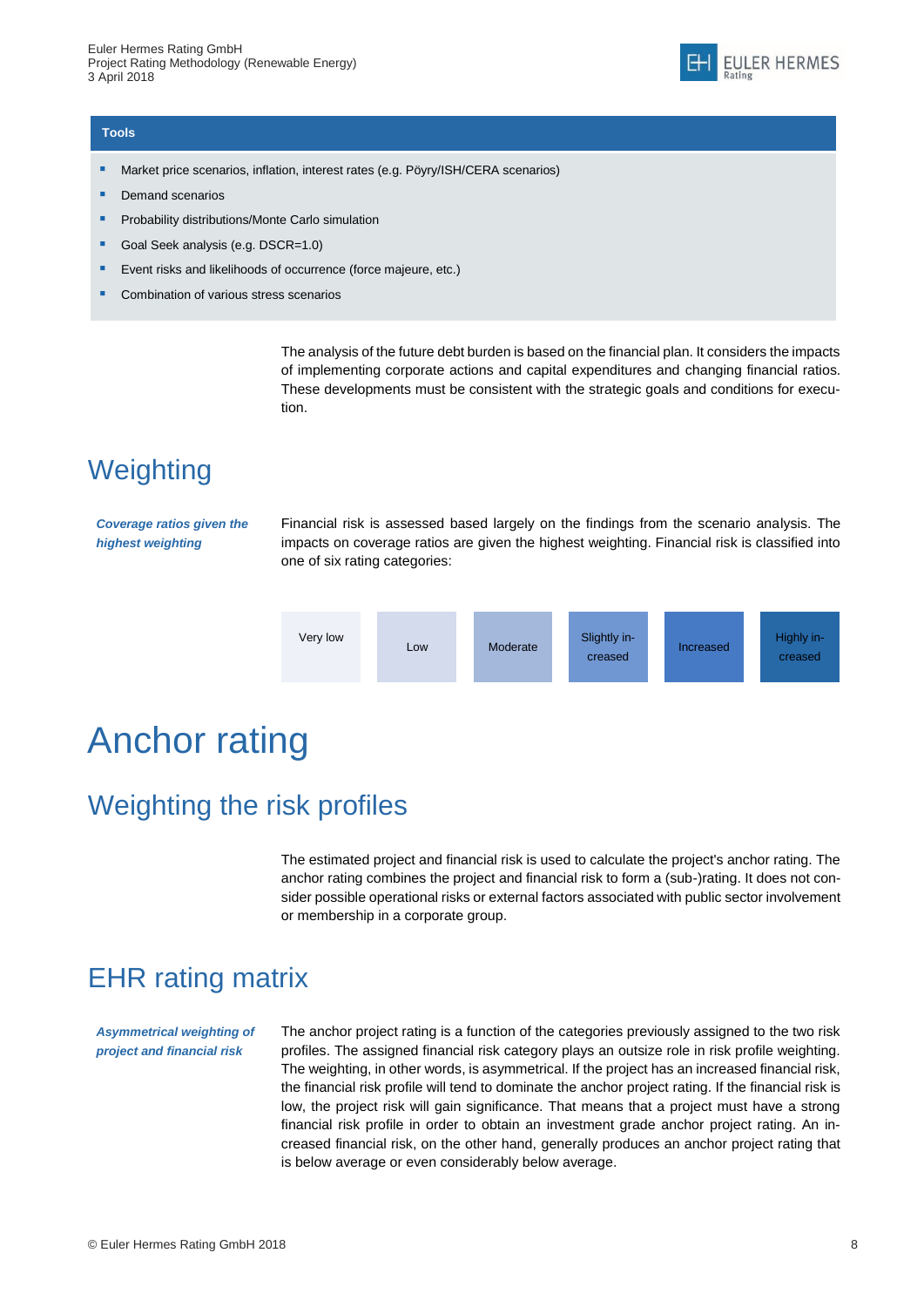**Tools**

- Market price scenarios, inflation, interest rates (e.g. Pöyry/ISH/CERA scenarios)
- Demand scenarios
- Probability distributions/Monte Carlo simulation
- Goal Seek analysis (e.g. DSCR=1.0)
- Event risks and likelihoods of occurrence (force majeure, etc.)
- Combination of various stress scenarios

The analysis of the future debt burden is based on the financial plan. It considers the impacts of implementing corporate actions and capital expenditures and changing financial ratios. These developments must be consistent with the strategic goals and conditions for execution.

## Weighting

*Coverage ratios given the highest weighting*

Financial risk is assessed based largely on the findings from the scenario analysis. The impacts on coverage ratios are given the highest weighting. Financial risk is classified into one of six rating categories:

| Very low | Low | Moderate | Slightly increased | Increased | Highly increased |
|---|---|---|---|---|---|

# Anchor rating

## Weighting the risk profiles

The estimated project and financial risk is used to calculate the project's anchor rating. The anchor rating combines the project and financial risk to form a (sub-)rating. It does not consider possible operational risks or external factors associated with public sector involvement or membership in a corporate group.

## EHR rating matrix

*Asymmetrical weighting of project and financial risk*

The anchor project rating is a function of the categories previously assigned to the two risk profiles. The assigned financial risk category plays an outsize role in risk profile weighting. The weighting, in other words, is asymmetrical. If the project has an increased financial risk, the financial risk profile will tend to dominate the anchor project rating. If the financial risk is low, the project risk will gain significance. That means that a project must have a strong financial risk profile in order to obtain an investment grade anchor project rating. An increased financial risk, on the other hand, generally produces an anchor project rating that is below average or even considerably below average.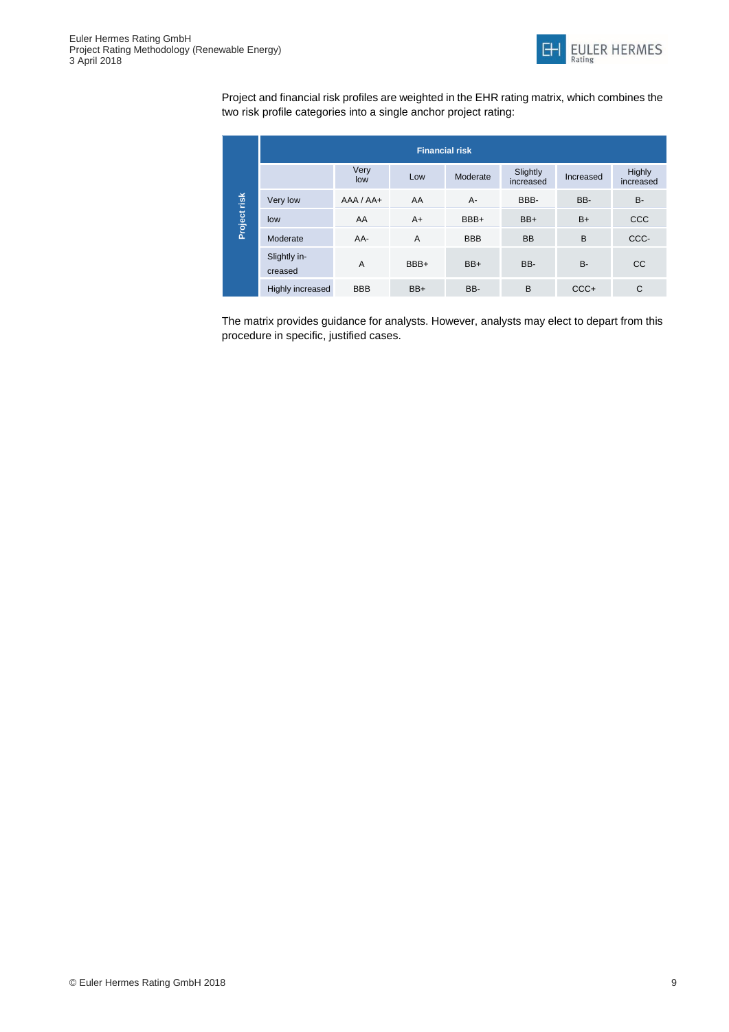Project and financial risk profiles are weighted in the EHR rating matrix, which combines the two risk profile categories into a single anchor project rating:

| | | Financial risk | | | | | |
|---|---|---|---|---|---|---|---|
| | | Very low | Low | Moderate | Slightly increased | Increased | Highly increased |
| Project risk | Very low | AAA / AA+ | AA | A- | BBB- | BB- | B- |
| | low | AA | A+ | BBB+ | BB+ | B+ | CCC |
| | Moderate | AA- | A | BBB | BB | B | CCC- |
| | Slightly increased | A | BBB+ | BB+ | BB- | B- | CC |
| | Highly increased | BBB | BB+ | BB- | B | CCC+ | C |

The matrix provides guidance for analysts. However, analysts may elect to depart from this procedure in specific, justified cases.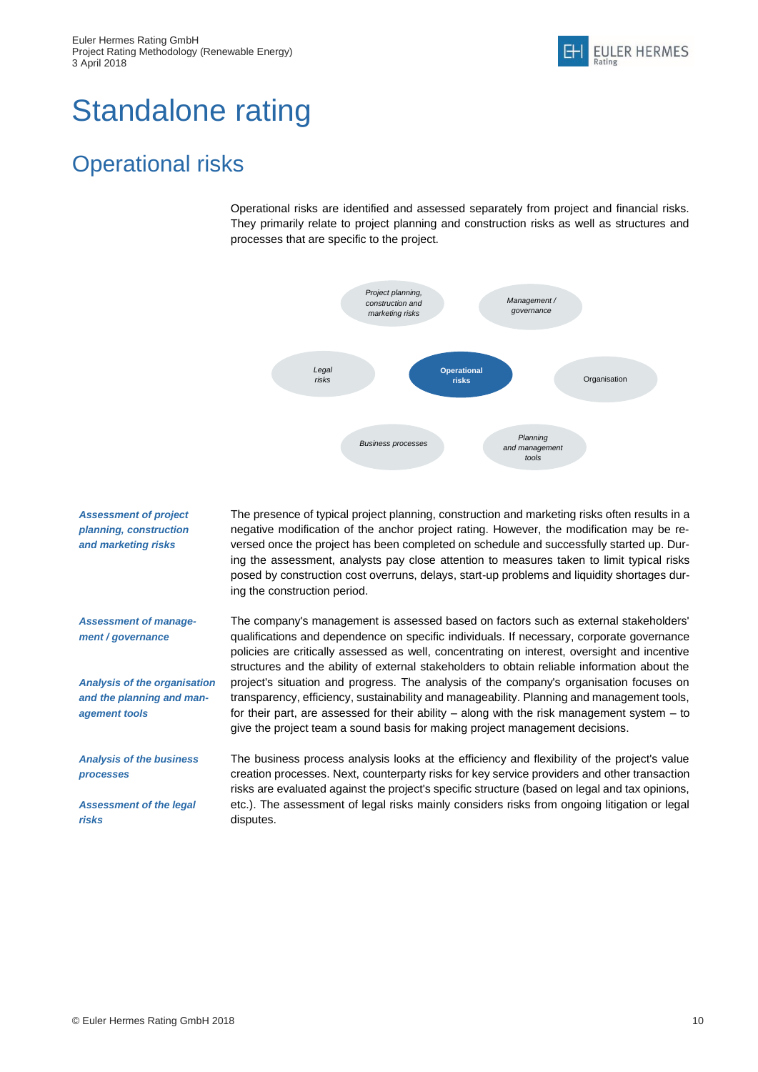# Standalone rating

## Operational risks

Operational risks are identified and assessed separately from project and financial risks. They primarily relate to project planning and construction risks as well as structures and processes that are specific to the project.

*Project planning, construction and marketing risks*

*Management / governance*

*Legal risks*

**Operational risks**

Organisation

*Business processes*

*Planning and management tools*

***Assessment of project planning, construction and marketing risks***

The presence of typical project planning, construction and marketing risks often results in a negative modification of the anchor project rating. However, the modification may be reversed once the project has been completed on schedule and successfully started up. During the assessment, analysts pay close attention to measures taken to limit typical risks posed by construction cost overruns, delays, start-up problems and liquidity shortages during the construction period.

***Assessment of management / governance***

***Analysis of the organisation and the planning and management tools***

The company's management is assessed based on factors such as external stakeholders' qualifications and dependence on specific individuals. If necessary, corporate governance policies are critically assessed as well, concentrating on interest, oversight and incentive structures and the ability of external stakeholders to obtain reliable information about the project's situation and progress. The analysis of the company's organisation focuses on transparency, efficiency, sustainability and manageability. Planning and management tools, for their part, are assessed for their ability – along with the risk management system – to give the project team a sound basis for making project management decisions.

***Analysis of the business processes***

***Assessment of the legal risks***

The business process analysis looks at the efficiency and flexibility of the project's value creation processes. Next, counterparty risks for key service providers and other transaction risks are evaluated against the project's specific structure (based on legal and tax opinions, etc.). The assessment of legal risks mainly considers risks from ongoing litigation or legal disputes.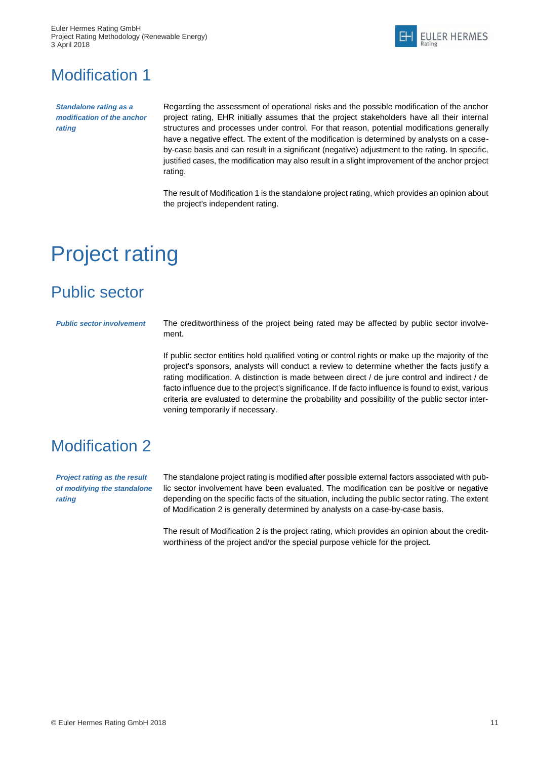## Modification 1

***Standalone rating as a modification of the anchor rating***

Regarding the assessment of operational risks and the possible modification of the anchor project rating, EHR initially assumes that the project stakeholders have all their internal structures and processes under control. For that reason, potential modifications generally have a negative effect. The extent of the modification is determined by analysts on a case-by-case basis and can result in a significant (negative) adjustment to the rating. In specific, justified cases, the modification may also result in a slight improvement of the anchor project rating.

The result of Modification 1 is the standalone project rating, which provides an opinion about the project's independent rating.

# Project rating

## Public sector

***Public sector involvement***

The creditworthiness of the project being rated may be affected by public sector involvement.

If public sector entities hold qualified voting or control rights or make up the majority of the project's sponsors, analysts will conduct a review to determine whether the facts justify a rating modification. A distinction is made between direct / de jure control and indirect / de facto influence due to the project's significance. If de facto influence is found to exist, various criteria are evaluated to determine the probability and possibility of the public sector intervening temporarily if necessary.

## Modification 2

***Project rating as the result of modifying the standalone rating***

The standalone project rating is modified after possible external factors associated with public sector involvement have been evaluated. The modification can be positive or negative depending on the specific facts of the situation, including the public sector rating. The extent of Modification 2 is generally determined by analysts on a case-by-case basis.

The result of Modification 2 is the project rating, which provides an opinion about the creditworthiness of the project and/or the special purpose vehicle for the project.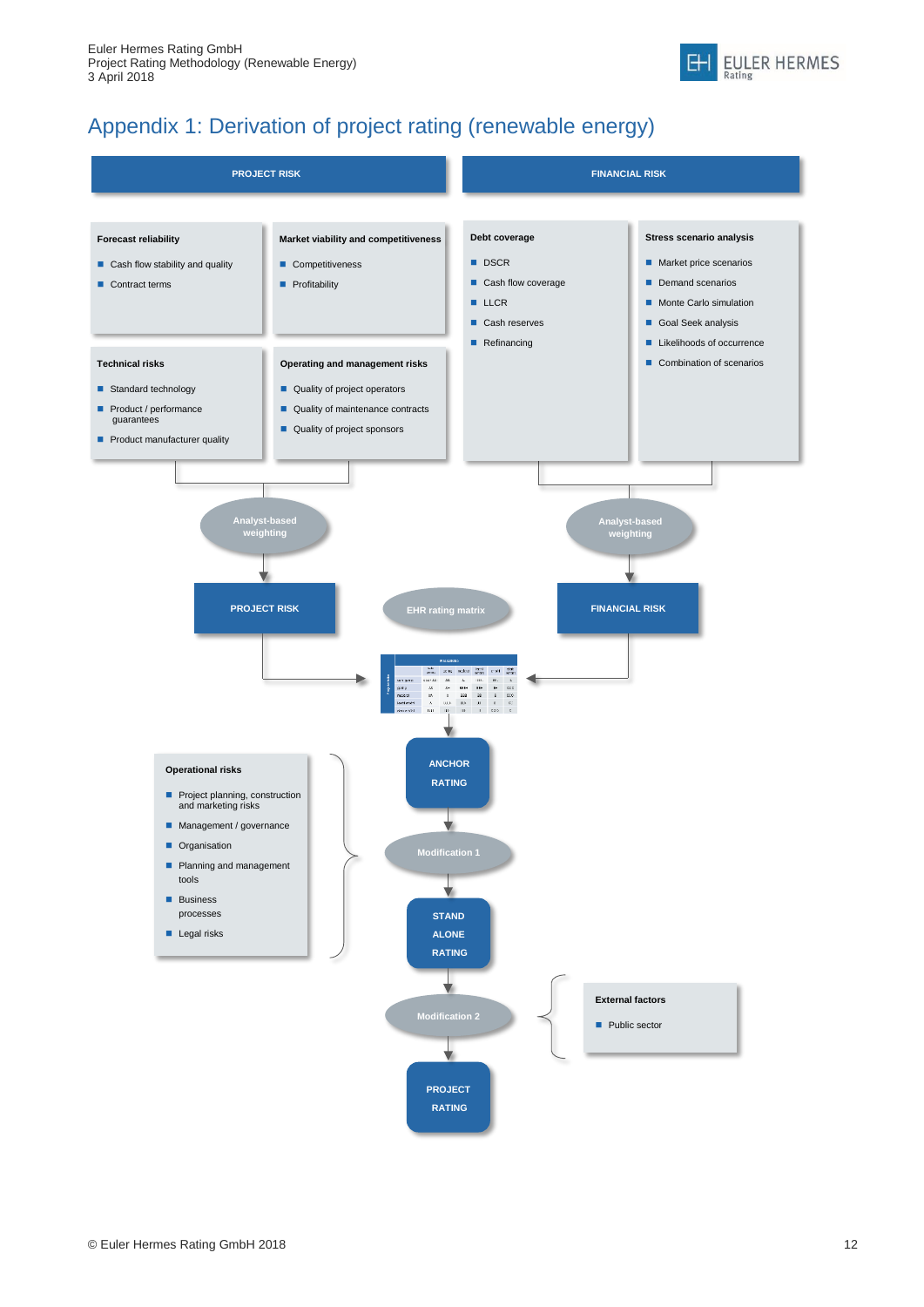# Appendix 1: Derivation of project rating (renewable energy)

**PROJECT RISK**

**FINANCIAL RISK**

**Forecast reliability**

- Cash flow stability and quality
- Contract terms

**Market viability and competitiveness**

- Competitiveness
- Profitability

**Technical risks**

- Standard technology
- Product / performance guarantees
- Product manufacturer quality

**Operating and management risks**

- Quality of project operators
- Quality of maintenance contracts
- Quality of project sponsors

**Debt coverage**

- DSCR
- Cash flow coverage
- LLCR
- Cash reserves
- Refinancing

**Stress scenario analysis**

- Market price scenarios
- Demand scenarios
- Monte Carlo simulation
- Goal Seek analysis
- Likelihoods of occurrence
- Combination of scenarios

Analyst-based weighting → PROJECT RISK

Analyst-based weighting → FINANCIAL RISK

EHR rating matrix

ANCHOR RATING

Modification 1

**Operational risks**

- Project planning, construction and marketing risks
- Management / governance
- Organisation
- Planning and management tools
- Business processes
- Legal risks

STAND ALONE RATING

Modification 2

**External factors**

- Public sector

PROJECT RATING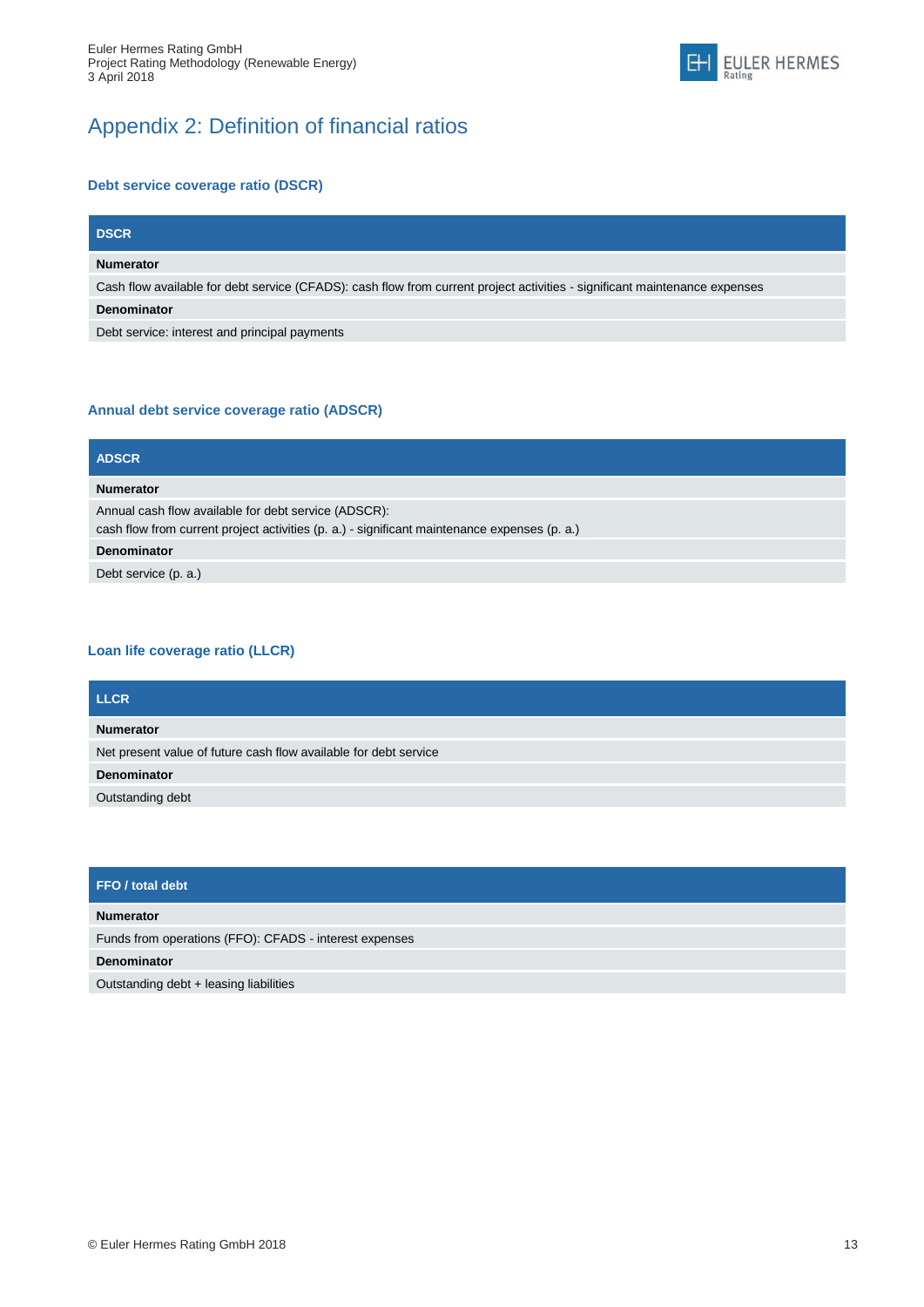# Appendix 2: Definition of financial ratios

### Debt service coverage ratio (DSCR)

| DSCR |
|---|
| **Numerator** |
| Cash flow available for debt service (CFADS): cash flow from current project activities - significant maintenance expenses |
| **Denominator** |
| Debt service: interest and principal payments |

### Annual debt service coverage ratio (ADSCR)

| ADSCR |
|---|
| **Numerator** |
| Annual cash flow available for debt service (ADSCR):<br>cash flow from current project activities (p. a.) - significant maintenance expenses (p. a.) |
| **Denominator** |
| Debt service (p. a.) |

### Loan life coverage ratio (LLCR)

| LLCR |
|---|
| **Numerator** |
| Net present value of future cash flow available for debt service |
| **Denominator** |
| Outstanding debt |

| FFO / total debt |
|---|
| **Numerator** |
| Funds from operations (FFO): CFADS - interest expenses |
| **Denominator** |
| Outstanding debt + leasing liabilities |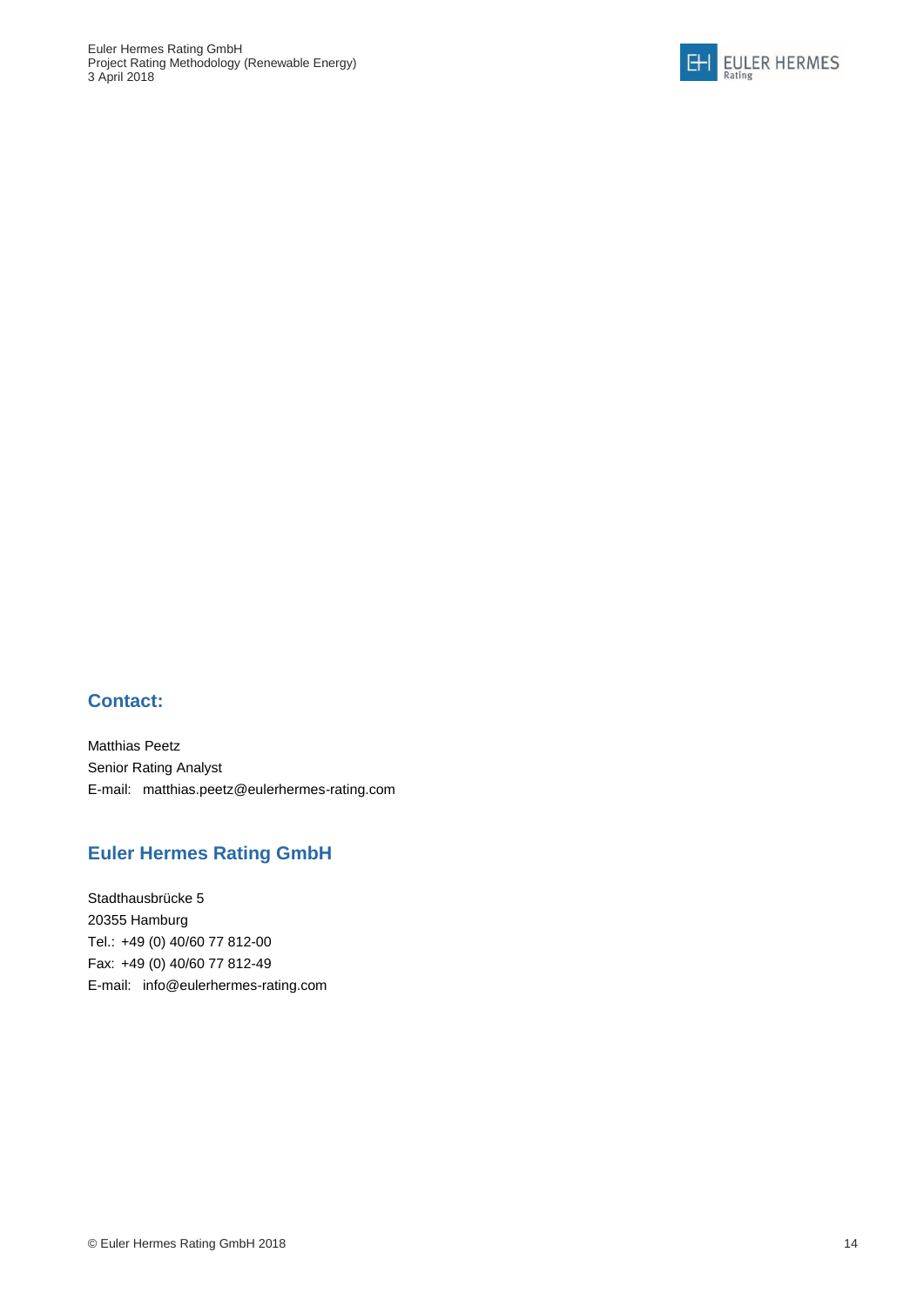## Contact:

Matthias Peetz
Senior Rating Analyst
E-mail: matthias.peetz@eulerhermes-rating.com

## Euler Hermes Rating GmbH

Stadthausbrücke 5
20355 Hamburg
Tel.: +49 (0) 40/60 77 812-00
Fax: +49 (0) 40/60 77 812-49
E-mail: info@eulerhermes-rating.com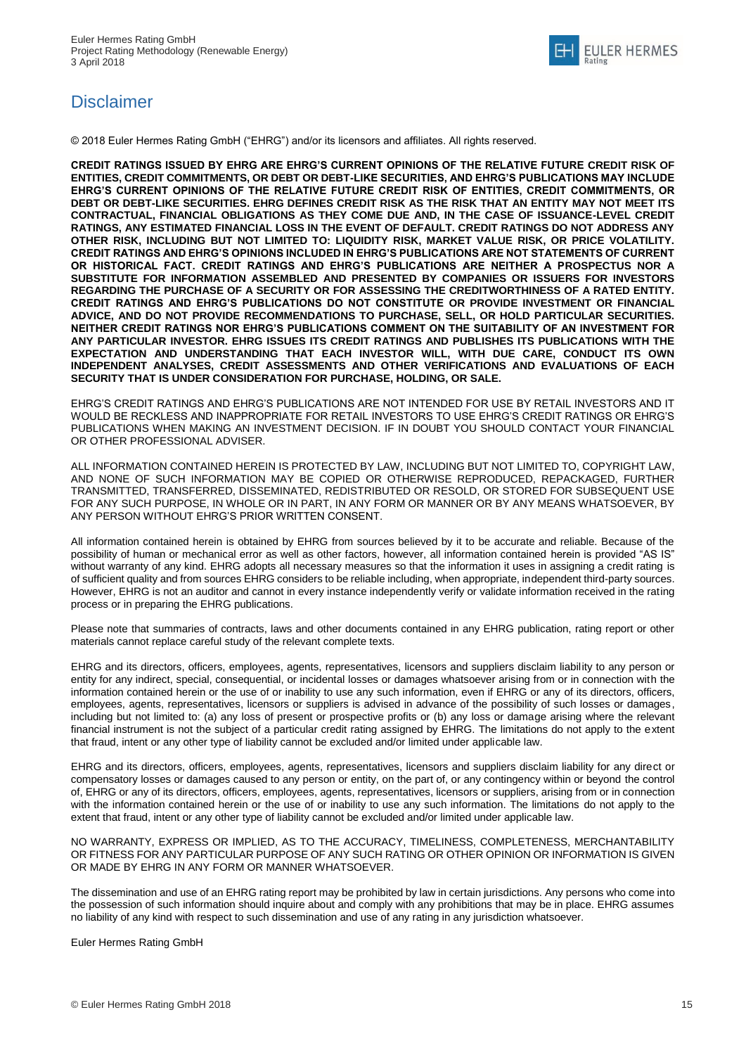# Disclaimer

© 2018 Euler Hermes Rating GmbH ("EHRG") and/or its licensors and affiliates. All rights reserved.

**CREDIT RATINGS ISSUED BY EHRG ARE EHRG'S CURRENT OPINIONS OF THE RELATIVE FUTURE CREDIT RISK OF ENTITIES, CREDIT COMMITMENTS, OR DEBT OR DEBT-LIKE SECURITIES, AND EHRG'S PUBLICATIONS MAY INCLUDE EHRG'S CURRENT OPINIONS OF THE RELATIVE FUTURE CREDIT RISK OF ENTITIES, CREDIT COMMITMENTS, OR DEBT OR DEBT-LIKE SECURITIES. EHRG DEFINES CREDIT RISK AS THE RISK THAT AN ENTITY MAY NOT MEET ITS CONTRACTUAL, FINANCIAL OBLIGATIONS AS THEY COME DUE AND, IN THE CASE OF ISSUANCE-LEVEL CREDIT RATINGS, ANY ESTIMATED FINANCIAL LOSS IN THE EVENT OF DEFAULT. CREDIT RATINGS DO NOT ADDRESS ANY OTHER RISK, INCLUDING BUT NOT LIMITED TO: LIQUIDITY RISK, MARKET VALUE RISK, OR PRICE VOLATILITY. CREDIT RATINGS AND EHRG'S OPINIONS INCLUDED IN EHRG'S PUBLICATIONS ARE NOT STATEMENTS OF CURRENT OR HISTORICAL FACT. CREDIT RATINGS AND EHRG'S PUBLICATIONS ARE NEITHER A PROSPECTUS NOR A SUBSTITUTE FOR INFORMATION ASSEMBLED AND PRESENTED BY COMPANIES OR ISSUERS FOR INVESTORS REGARDING THE PURCHASE OF A SECURITY OR FOR ASSESSING THE CREDITWORTHINESS OF A RATED ENTITY. CREDIT RATINGS AND EHRG'S PUBLICATIONS DO NOT CONSTITUTE OR PROVIDE INVESTMENT OR FINANCIAL ADVICE, AND DO NOT PROVIDE RECOMMENDATIONS TO PURCHASE, SELL, OR HOLD PARTICULAR SECURITIES. NEITHER CREDIT RATINGS NOR EHRG'S PUBLICATIONS COMMENT ON THE SUITABILITY OF AN INVESTMENT FOR ANY PARTICULAR INVESTOR. EHRG ISSUES ITS CREDIT RATINGS AND PUBLISHES ITS PUBLICATIONS WITH THE EXPECTATION AND UNDERSTANDING THAT EACH INVESTOR WILL, WITH DUE CARE, CONDUCT ITS OWN INDEPENDENT ANALYSES, CREDIT ASSESSMENTS AND OTHER VERIFICATIONS AND EVALUATIONS OF EACH SECURITY THAT IS UNDER CONSIDERATION FOR PURCHASE, HOLDING, OR SALE.**

EHRG'S CREDIT RATINGS AND EHRG'S PUBLICATIONS ARE NOT INTENDED FOR USE BY RETAIL INVESTORS AND IT WOULD BE RECKLESS AND INAPPROPRIATE FOR RETAIL INVESTORS TO USE EHRG'S CREDIT RATINGS OR EHRG'S PUBLICATIONS WHEN MAKING AN INVESTMENT DECISION. IF IN DOUBT YOU SHOULD CONTACT YOUR FINANCIAL OR OTHER PROFESSIONAL ADVISER.

ALL INFORMATION CONTAINED HEREIN IS PROTECTED BY LAW, INCLUDING BUT NOT LIMITED TO, COPYRIGHT LAW, AND NONE OF SUCH INFORMATION MAY BE COPIED OR OTHERWISE REPRODUCED, REPACKAGED, FURTHER TRANSMITTED, TRANSFERRED, DISSEMINATED, REDISTRIBUTED OR RESOLD, OR STORED FOR SUBSEQUENT USE FOR ANY SUCH PURPOSE, IN WHOLE OR IN PART, IN ANY FORM OR MANNER OR BY ANY MEANS WHATSOEVER, BY ANY PERSON WITHOUT EHRG'S PRIOR WRITTEN CONSENT.

All information contained herein is obtained by EHRG from sources believed by it to be accurate and reliable. Because of the possibility of human or mechanical error as well as other factors, however, all information contained herein is provided "AS IS" without warranty of any kind. EHRG adopts all necessary measures so that the information it uses in assigning a credit rating is of sufficient quality and from sources EHRG considers to be reliable including, when appropriate, independent third-party sources. However, EHRG is not an auditor and cannot in every instance independently verify or validate information received in the rating process or in preparing the EHRG publications.

Please note that summaries of contracts, laws and other documents contained in any EHRG publication, rating report or other materials cannot replace careful study of the relevant complete texts.

EHRG and its directors, officers, employees, agents, representatives, licensors and suppliers disclaim liability to any person or entity for any indirect, special, consequential, or incidental losses or damages whatsoever arising from or in connection with the information contained herein or the use of or inability to use any such information, even if EHRG or any of its directors, officers, employees, agents, representatives, licensors or suppliers is advised in advance of the possibility of such losses or damages, including but not limited to: (a) any loss of present or prospective profits or (b) any loss or damage arising where the relevant financial instrument is not the subject of a particular credit rating assigned by EHRG. The limitations do not apply to the extent that fraud, intent or any other type of liability cannot be excluded and/or limited under applicable law.

EHRG and its directors, officers, employees, agents, representatives, licensors and suppliers disclaim liability for any direct or compensatory losses or damages caused to any person or entity, on the part of, or any contingency within or beyond the control of, EHRG or any of its directors, officers, employees, agents, representatives, licensors or suppliers, arising from or in connection with the information contained herein or the use of or inability to use any such information. The limitations do not apply to the extent that fraud, intent or any other type of liability cannot be excluded and/or limited under applicable law.

NO WARRANTY, EXPRESS OR IMPLIED, AS TO THE ACCURACY, TIMELINESS, COMPLETENESS, MERCHANTABILITY OR FITNESS FOR ANY PARTICULAR PURPOSE OF ANY SUCH RATING OR OTHER OPINION OR INFORMATION IS GIVEN OR MADE BY EHRG IN ANY FORM OR MANNER WHATSOEVER.

The dissemination and use of an EHRG rating report may be prohibited by law in certain jurisdictions. Any persons who come into the possession of such information should inquire about and comply with any prohibitions that may be in place. EHRG assumes no liability of any kind with respect to such dissemination and use of any rating in any jurisdiction whatsoever.

Euler Hermes Rating GmbH